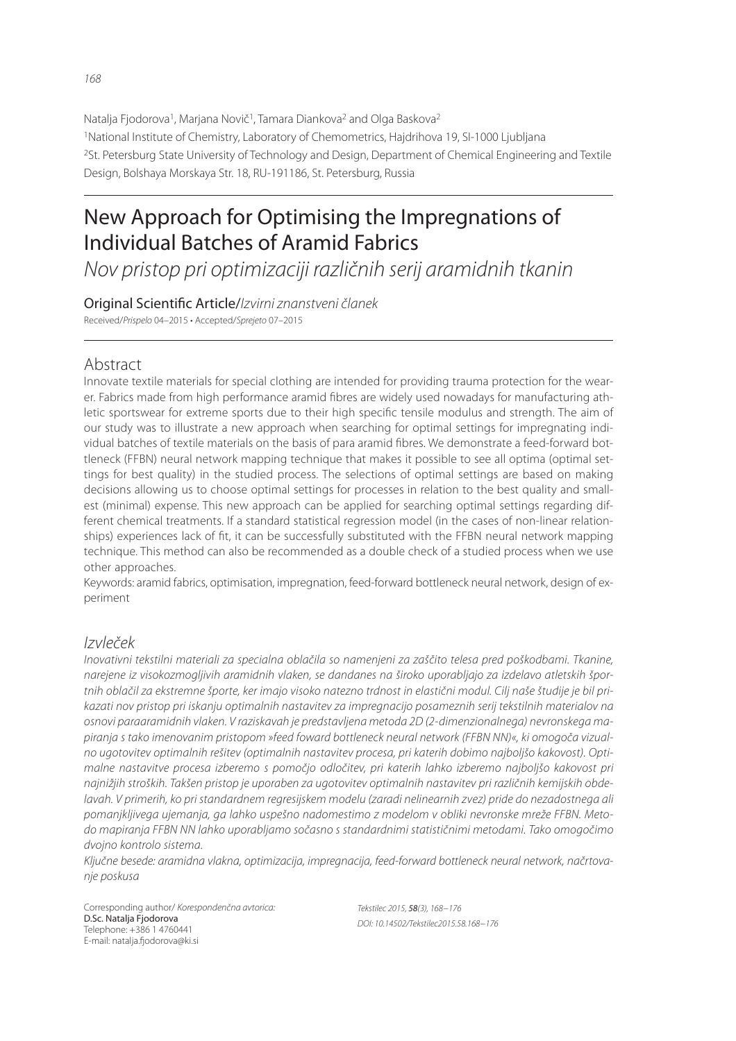Natalja Fjodorova[1], Marjana Novič[1], Tamara Diankova[2] and Olga Baskova[2]

[1]National Institute of Chemistry, Laboratory of Chemometrics, Hajdrihova 19, SI-1000 Ljubljana

[2]St. Petersburg State University of Technology and Design, Department of Chemical Engineering and Textile Design, Bolshaya Morskaya Str. 18, RU-191186, St. Petersburg, Russia

# New Approach for Optimising the Impregnations of Individual Batches of Aramid Fabrics

*Nov pristop pri optimizaciji različnih serij aramidnih tkanin*

Original Scientific Article/*Izvirni znanstveni članek*

Received/*Prispelo* 04–2015 • Accepted/*Sprejeto* 07–2015

## Abstract

Innovate textile materials for special clothing are intended for providing trauma protection for the wearer. Fabrics made from high performance aramid fibres are widely used nowadays for manufacturing athletic sportswear for extreme sports due to their high specific tensile modulus and strength. The aim of our study was to illustrate a new approach when searching for optimal settings for impregnating individual batches of textile materials on the basis of para aramid fibres. We demonstrate a feed-forward bottleneck (FFBN) neural network mapping technique that makes it possible to see all optima (optimal settings for best quality) in the studied process. The selections of optimal settings are based on making decisions allowing us to choose optimal settings for processes in relation to the best quality and smallest (minimal) expense. This new approach can be applied for searching optimal settings regarding different chemical treatments. If a standard statistical regression model (in the cases of non-linear relationships) experiences lack of fit, it can be successfully substituted with the FFBN neural network mapping technique. This method can also be recommended as a double check of a studied process when we use other approaches.

Keywords: aramid fabrics, optimisation, impregnation, feed-forward bottleneck neural network, design of experiment

## *Izvleček*

*Inovativni tekstilni materiali za specialna oblačila so namenjeni za zaščito telesa pred poškodbami. Tkanine, narejene iz visokozmogljivih aramidnih vlaken, se dandanes na široko uporabljajo za izdelavo atletskih športnih oblačil za ekstremne športe, ker imajo visoko natezno trdnost in elastični modul. Cilj naše študije je bil prikazati nov pristop pri iskanju optimalnih nastavitev za impregnacijo posameznih serij tekstilnih materialov na osnovi paraaramidnih vlaken. V raziskavah je predstavljena metoda 2D (2-dimenzionalnega) nevronskega mapiranja s tako imenovanim pristopom »feed foward bottleneck neural network (FFBN NN)«, ki omogoča vizualno ugotovitev optimalnih rešitev (optimalnih nastavitev procesa, pri katerih dobimo najboljšo kakovost). Optimalne nastavitve procesa izberemo s pomočjo odločitev, pri katerih lahko izberemo najboljšo kakovost pri najnižjih stroških. Takšen pristop je uporaben za ugotovitev optimalnih nastavitev pri različnih kemijskih obdelavah. V primerih, ko pri standardnem regresijskem modelu (zaradi nelinearnih zvez) pride do nezadostnega ali pomanjkljivega ujemanja, ga lahko uspešno nadomestimo z modelom v obliki nevronske mreže FFBN. Metodo mapiranja FFBN NN lahko uporabljamo sočasno s standardnimi statističnimi metodami. Tako omogočimo dvojno kontrolo sistema.*

*Ključne besede: aramidna vlakna, optimizacija, impregnacija, feed-forward bottleneck neural network, načrtovanje poskusa*

Corresponding author/ *Korespondenčna avtorica:*
D.Sc. Natalja Fjodorova
Telephone: +386 1 4760441
E-mail: natalja.fjodorova@ki.si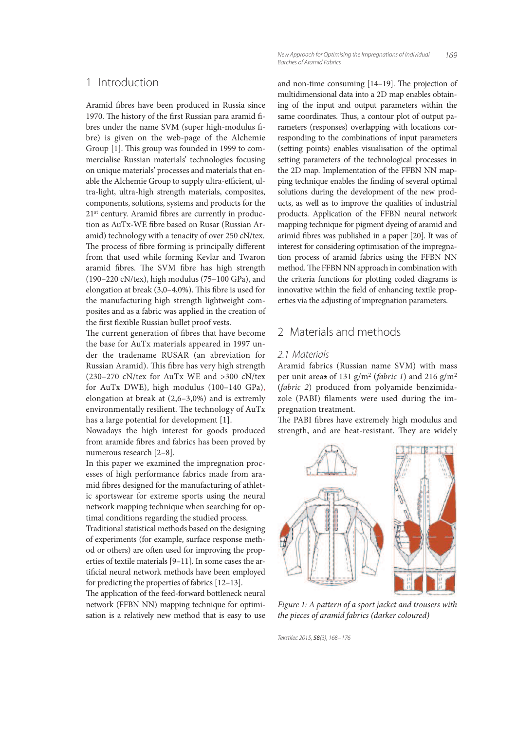## 1 Introduction

Aramid fibres have been produced in Russia since 1970. The history of the first Russian para aramid fibres under the name SVM (super high-modulus fibre) is given on the web-page of the Alchemie Group [1]. This group was founded in 1999 to commercialise Russian materials' technologies focusing on unique materials' processes and materials that enable the Alchemie Group to supply ultra-efficient, ultra-light, ultra-high strength materials, composites, components, solutions, systems and products for the 21st century. Aramid fibres are currently in production as AuTx-WE fibre based on Rusar (Russian Aramid) technology with a tenacity of over 250 cN/tex. The process of fibre forming is principally different from that used while forming Kevlar and Twaron aramid fibres. The SVM fibre has high strength (190–220 cN/tex), high modulus (75–100 GPa), and elongation at break (3,0–4,0%). This fibre is used for the manufacturing high strength lightweight composites and as a fabric was applied in the creation of the first flexible Russian bullet proof vests.

The current generation of fibres that have become the base for AuTx materials appeared in 1997 under the tradename RUSAR (an abreviation for Russian Aramid). This fibre has very high strength (230–270 cN/tex for AuTx WE and >300 cN/tex for AuTx DWE), high modulus (100–140 GPa), elongation at break at (2,6–3,0%) and is extremly environmentally resilient. The technology of AuTx has a large potential for development [1].

Nowadays the high interest for goods produced from aramide fibres and fabrics has been proved by numerous research [2–8].

In this paper we examined the impregnation processes of high performance fabrics made from aramid fibres designed for the manufacturing of athletic sportswear for extreme sports using the neural network mapping technique when searching for optimal conditions regarding the studied process.

Traditional statistical methods based on the designing of experiments (for example, surface response method or others) are often used for improving the properties of textile materials [9–11]. In some cases the artificial neural network methods have been employed for predicting the properties of fabrics [12–13].

The application of the feed-forward bottleneck neural network (FFBN NN) mapping technique for optimisation is a relatively new method that is easy to use and non-time consuming [14–19]. The projection of multidimensional data into a 2D map enables obtaining of the input and output parameters within the same coordinates. Thus, a contour plot of output parameters (responses) overlapping with locations corresponding to the combinations of input parameters (setting points) enables visualisation of the optimal setting parameters of the technological processes in the 2D map. Implementation of the FFBN NN mapping technique enables the finding of several optimal solutions during the development of the new products, as well as to improve the qualities of industrial products. Application of the FFBN neural network mapping technique for pigment dyeing of aramid and arimid fibres was published in a paper [20]. It was of interest for considering optimisation of the impregnation process of aramid fabrics using the FFBN NN method. The FFBN NN approach in combination with the criteria functions for plotting coded diagrams is innovative within the field of enhancing textile properties via the adjusting of impregnation parameters.

## 2 Materials and methods

### 2.1 Materials

Aramid fabrics (Russian name SVM) with mass per unit areas of 131 g/m$^2$ (*fabric 1*) and 216 g/m$^2$ (*fabric 2*) produced from polyamide benzimidazole (PABI) filaments were used during the impregnation treatment.

The PABI fibres have extremely high modulus and strength, and are heat-resistant. They are widely

*Figure 1: A pattern of a sport jacket and trousers with the pieces of aramid fabrics (darker coloured)*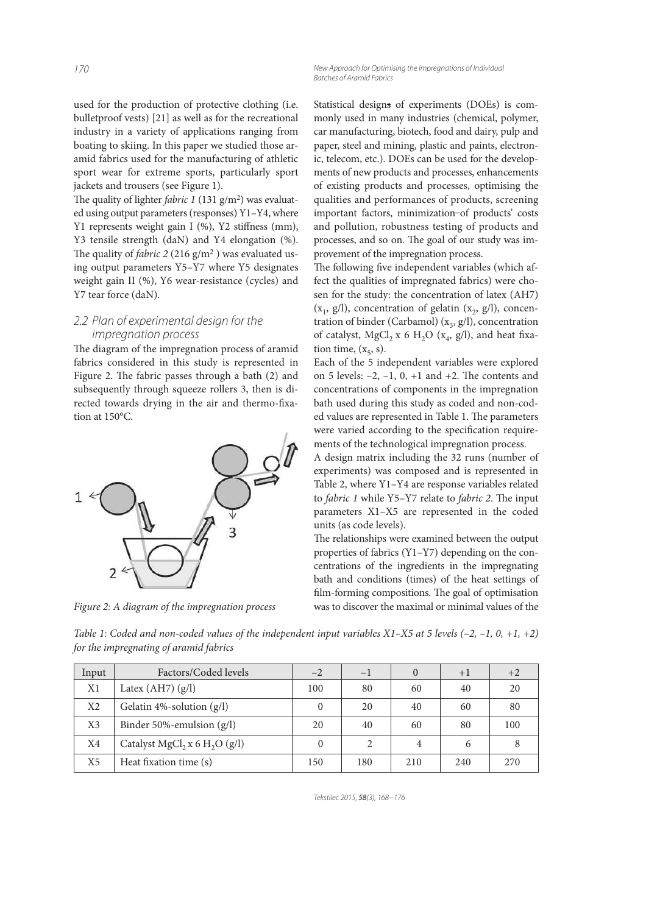used for the production of protective clothing (i.e. bulletproof vests) [21] as well as for the recreational industry in a variety of applications ranging from boating to skiing. In this paper we studied those aramid fabrics used for the manufacturing of athletic sport wear for extreme sports, particularly sport jackets and trousers (see Figure 1).

The quality of lighter *fabric 1* (131 g/m$^2$) was evaluated using output parameters (responses) Y1–Y4, where Y1 represents weight gain I (%), Y2 stiffness (mm), Y3 tensile strength (daN) and Y4 elongation (%). The quality of *fabric 2* (216 g/m$^2$ ) was evaluated using output parameters Y5–Y7 where Y5 designates weight gain II (%), Y6 wear-resistance (cycles) and Y7 tear force (daN).

### 2.2 Plan of experimental design for the impregnation process

The diagram of the impregnation process of aramid fabrics considered in this study is represented in Figure 2. The fabric passes through a bath (2) and subsequently through squeeze rollers 3, then is directed towards drying in the air and thermo-fixation at 150°C.

*Figure 2: A diagram of the impregnation process*

Statistical designs of experiments (DOEs) is commonly used in many industries (chemical, polymer, car manufacturing, biotech, food and dairy, pulp and paper, steel and mining, plastic and paints, electronic, telecom, etc.). DOEs can be used for the developments of new products and processes, enhancements of existing products and processes, optimising the qualities and performances of products, screening important factors, minimization of products' costs and pollution, robustness testing of products and processes, and so on. The goal of our study was improvement of the impregnation process.

The following five independent variables (which affect the qualities of impregnated fabrics) were chosen for the study: the concentration of latex (AH7) ($x_1$, g/l), concentration of gelatin ($x_2$, g/l), concentration of binder (Carbamol) ($x_3$, g/l), concentration of catalyst, $MgCl_2$ x 6 $H_2O$ ($x_4$, g/l), and heat fixation time, ($x_5$, s).

Each of the 5 independent variables were explored on 5 levels: –2, –1, 0, +1 and +2. The contents and concentrations of components in the impregnation bath used during this study as coded and non-coded values are represented in Table 1. The parameters were varied according to the specification requirements of the technological impregnation process.

A design matrix including the 32 runs (number of experiments) was composed and is represented in Table 2, where Y1–Y4 are response variables related to *fabric 1* while Y5–Y7 relate to *fabric 2*. The input parameters X1–X5 are represented in the coded units (as code levels).

The relationships were examined between the output properties of fabrics (Y1–Y7) depending on the concentrations of the ingredients in the impregnating bath and conditions (times) of the heat settings of film-forming compositions. The goal of optimisation was to discover the maximal or minimal values of the

*Table 1: Coded and non-coded values of the independent input variables X1–X5 at 5 levels (–2, –1, 0, +1, +2) for the impregnating of aramid fabrics*

| Input | Factors/Coded levels | –2 | –1 | 0 | +1 | +2 |
|---|---|---|---|---|---|---|
| X1 | Latex (AH7) (g/l) | 100 | 80 | 60 | 40 | 20 |
| X2 | Gelatin 4%-solution (g/l) | 0 | 20 | 40 | 60 | 80 |
| X3 | Binder 50%-emulsion (g/l) | 20 | 40 | 60 | 80 | 100 |
| X4 | Catalyst $MgCl_2$ x 6 $H_2O$ (g/l) | 0 | 2 | 4 | 6 | 8 |
| X5 | Heat fixation time (s) | 150 | 180 | 210 | 240 | 270 |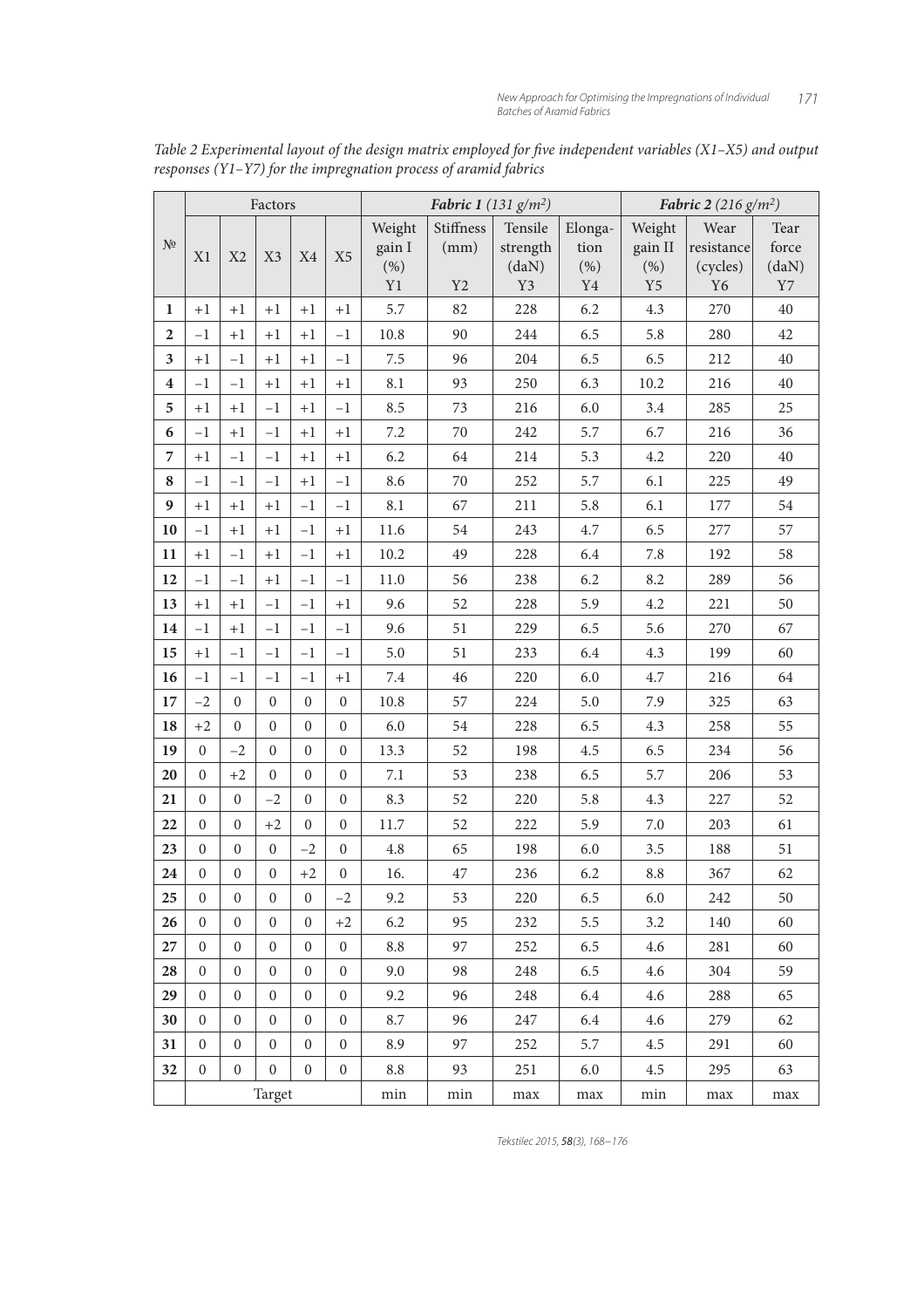*Table 2 Experimental layout of the design matrix employed for five independent variables (X1–X5) and output responses (Y1–Y7) for the impregnation process of aramid fabrics*

| № | Factors | | | | | ***Fabric 1** (131 g/m²)* | | | | ***Fabric 2** (216 g/m²)* | | |
|---|---|---|---|---|---|---|---|---|---|---|---|---|
| | X1 | X2 | X3 | X4 | X5 | Weight gain I (%) Y1 | Stiffness (mm) Y2 | Tensile strength (daN) Y3 | Elongation (%) Y4 | Weight gain II (%) Y5 | Wear resistance (cycles) Y6 | Tear force (daN) Y7 |
| **1** | +1 | +1 | +1 | +1 | +1 | 5.7 | 82 | 228 | 6.2 | 4.3 | 270 | 40 |
| **2** | −1 | +1 | +1 | +1 | −1 | 10.8 | 90 | 244 | 6.5 | 5.8 | 280 | 42 |
| **3** | +1 | −1 | +1 | +1 | −1 | 7.5 | 96 | 204 | 6.5 | 6.5 | 212 | 40 |
| **4** | −1 | −1 | +1 | +1 | +1 | 8.1 | 93 | 250 | 6.3 | 10.2 | 216 | 40 |
| **5** | +1 | +1 | −1 | +1 | −1 | 8.5 | 73 | 216 | 6.0 | 3.4 | 285 | 25 |
| **6** | −1 | +1 | −1 | +1 | +1 | 7.2 | 70 | 242 | 5.7 | 6.7 | 216 | 36 |
| **7** | +1 | −1 | −1 | +1 | +1 | 6.2 | 64 | 214 | 5.3 | 4.2 | 220 | 40 |
| **8** | −1 | −1 | −1 | +1 | −1 | 8.6 | 70 | 252 | 5.7 | 6.1 | 225 | 49 |
| **9** | +1 | +1 | +1 | −1 | −1 | 8.1 | 67 | 211 | 5.8 | 6.1 | 177 | 54 |
| **10** | −1 | +1 | +1 | −1 | +1 | 11.6 | 54 | 243 | 4.7 | 6.5 | 277 | 57 |
| **11** | +1 | −1 | +1 | −1 | +1 | 10.2 | 49 | 228 | 6.4 | 7.8 | 192 | 58 |
| **12** | −1 | −1 | +1 | −1 | −1 | 11.0 | 56 | 238 | 6.2 | 8.2 | 289 | 56 |
| **13** | +1 | +1 | −1 | −1 | +1 | 9.6 | 52 | 228 | 5.9 | 4.2 | 221 | 50 |
| **14** | −1 | +1 | −1 | −1 | −1 | 9.6 | 51 | 229 | 6.5 | 5.6 | 270 | 67 |
| **15** | +1 | −1 | −1 | −1 | −1 | 5.0 | 51 | 233 | 6.4 | 4.3 | 199 | 60 |
| **16** | −1 | −1 | −1 | −1 | +1 | 7.4 | 46 | 220 | 6.0 | 4.7 | 216 | 64 |
| **17** | −2 | 0 | 0 | 0 | 0 | 10.8 | 57 | 224 | 5.0 | 7.9 | 325 | 63 |
| **18** | +2 | 0 | 0 | 0 | 0 | 6.0 | 54 | 228 | 6.5 | 4.3 | 258 | 55 |
| **19** | 0 | −2 | 0 | 0 | 0 | 13.3 | 52 | 198 | 4.5 | 6.5 | 234 | 56 |
| **20** | 0 | +2 | 0 | 0 | 0 | 7.1 | 53 | 238 | 6.5 | 5.7 | 206 | 53 |
| **21** | 0 | 0 | −2 | 0 | 0 | 8.3 | 52 | 220 | 5.8 | 4.3 | 227 | 52 |
| **22** | 0 | 0 | +2 | 0 | 0 | 11.7 | 52 | 222 | 5.9 | 7.0 | 203 | 61 |
| **23** | 0 | 0 | 0 | −2 | 0 | 4.8 | 65 | 198 | 6.0 | 3.5 | 188 | 51 |
| **24** | 0 | 0 | 0 | +2 | 0 | 16. | 47 | 236 | 6.2 | 8.8 | 367 | 62 |
| **25** | 0 | 0 | 0 | 0 | −2 | 9.2 | 53 | 220 | 6.5 | 6.0 | 242 | 50 |
| **26** | 0 | 0 | 0 | 0 | +2 | 6.2 | 95 | 232 | 5.5 | 3.2 | 140 | 60 |
| **27** | 0 | 0 | 0 | 0 | 0 | 8.8 | 97 | 252 | 6.5 | 4.6 | 281 | 60 |
| **28** | 0 | 0 | 0 | 0 | 0 | 9.0 | 98 | 248 | 6.5 | 4.6 | 304 | 59 |
| **29** | 0 | 0 | 0 | 0 | 0 | 9.2 | 96 | 248 | 6.4 | 4.6 | 288 | 65 |
| **30** | 0 | 0 | 0 | 0 | 0 | 8.7 | 96 | 247 | 6.4 | 4.6 | 279 | 62 |
| **31** | 0 | 0 | 0 | 0 | 0 | 8.9 | 97 | 252 | 5.7 | 4.5 | 291 | 60 |
| **32** | 0 | 0 | 0 | 0 | 0 | 8.8 | 93 | 251 | 6.0 | 4.5 | 295 | 63 |
| | Target | | | | | min | min | max | max | min | max | max |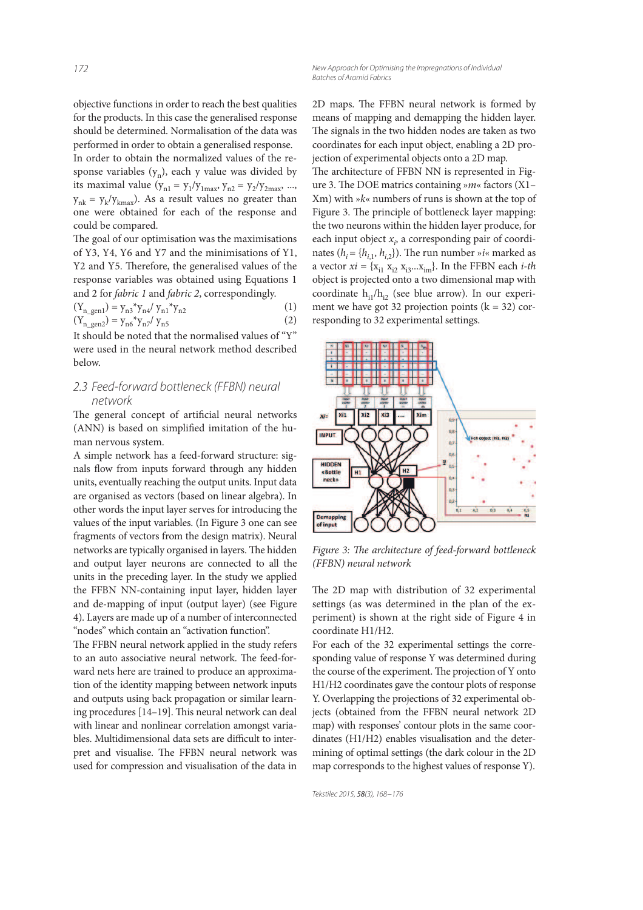objective functions in order to reach the best qualities for the products. In this case the generalised response should be determined. Normalisation of the data was performed in order to obtain a generalised response.

In order to obtain the normalized values of the response variables ($y_n$), each y value was divided by its maximal value ($y_{n1} = y_1/y_{1max}$, $y_{n2} = y_2/y_{2max}$, ..., $y_{nk} = y_k/y_{kmax}$). As a result values no greater than one were obtained for each of the response and could be compared.

The goal of our optimisation was the maximisations of Y3, Y4, Y6 and Y7 and the minimisations of Y1, Y2 and Y5. Therefore, the generalised values of the response variables was obtained using Equations 1 and 2 for *fabric 1* and *fabric 2*, correspondingly.

$$(Y_{n\_gen1}) = y_{n3} {}^{*} y_{n4} / \ y_{n1} {}^{*} y_{n2} \tag{1}$$

$$(Y_{n\_gen2}) = y_{n6} {}^{*} y_{n7} / \ y_{n5} \tag{2}$$

It should be noted that the normalised values of "Y" were used in the neural network method described below.

## 2.3 Feed-forward bottleneck (FFBN) neural network

The general concept of artificial neural networks (ANN) is based on simplified imitation of the human nervous system.

A simple network has a feed-forward structure: signals flow from inputs forward through any hidden units, eventually reaching the output units. Input data are organised as vectors (based on linear algebra). In other words the input layer serves for introducing the values of the input variables. (In Figure 3 one can see fragments of vectors from the design matrix). Neural networks are typically organised in layers. The hidden and output layer neurons are connected to all the units in the preceding layer. In the study we applied the FFBN NN-containing input layer, hidden layer and de-mapping of input (output layer) (see Figure 4). Layers are made up of a number of interconnected "nodes" which contain an "activation function".

The FFBN neural network applied in the study refers to an auto associative neural network. The feed-forward nets here are trained to produce an approximation of the identity mapping between network inputs and outputs using back propagation or similar learning procedures [14–19]. This neural network can deal with linear and nonlinear correlation amongst variables. Multidimensional data sets are difficult to interpret and visualise. The FFBN neural network was used for compression and visualisation of the data in 2D maps. The FFBN neural network is formed by means of mapping and demapping the hidden layer. The signals in the two hidden nodes are taken as two coordinates for each input object, enabling a 2D projection of experimental objects onto a 2D map.

The architecture of FFBN NN is represented in Figure 3. The DOE matrics containing »*m*« factors (X1–Xm) with »*k*« numbers of runs is shown at the top of Figure 3. The principle of bottleneck layer mapping: the two neurons within the hidden layer produce, for each input object $x_i$, a corresponding pair of coordinates ($h_i = \{h_{i,1}, h_{i,2}\}$). The run number »*i*« marked as a vector $xi = \{x_{i1}\ x_{i2}\ x_{i3}...x_{im}\}$. In the FFBN each *i-th* object is projected onto a two dimensional map with coordinate $h_{i1}/h_{i2}$ (see blue arrow). In our experiment we have got 32 projection points (k = 32) corresponding to 32 experimental settings.

*Figure 3: The architecture of feed-forward bottleneck (FFBN) neural network*

The 2D map with distribution of 32 experimental settings (as was determined in the plan of the experiment) is shown at the right side of Figure 4 in coordinate H1/H2.

For each of the 32 experimental settings the corresponding value of response Y was determined during the course of the experiment. The projection of Y onto H1/H2 coordinates gave the contour plots of response Y. Overlapping the projections of 32 experimental objects (obtained from the FFBN neural network 2D map) with responses' contour plots in the same coordinates (H1/H2) enables visualisation and the determining of optimal settings (the dark colour in the 2D map corresponds to the highest values of response Y).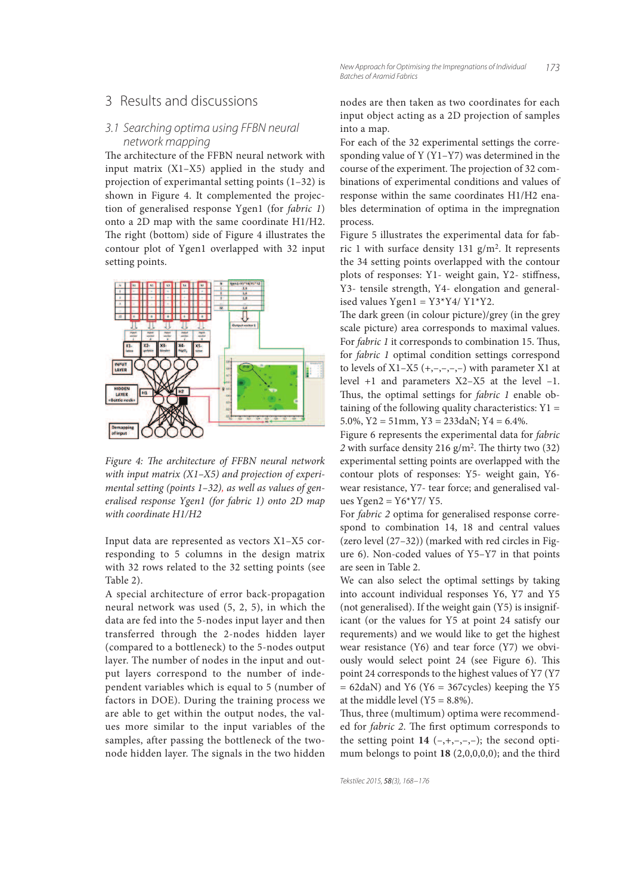## 3 Results and discussions

### 3.1 Searching optima using FFBN neural network mapping

The architecture of the FFBN neural network with input matrix (X1–X5) applied in the study and projection of experimantal setting points (1–32) is shown in Figure 4. It complemented the projection of generalised response Ygen1 (for *fabric 1*) onto a 2D map with the same coordinate H1/H2. The right (bottom) side of Figure 4 illustrates the contour plot of Ygen1 overlapped with 32 input setting points.

*Figure 4: The architecture of FFBN neural network with input matrix (X1–X5) and projection of experimental setting (points 1–32), as well as values of generalised response Ygen1 (for fabric 1) onto 2D map with coordinate H1/H2*

Input data are represented as vectors X1–X5 corresponding to 5 columns in the design matrix with 32 rows related to the 32 setting points (see Table 2).

A special architecture of error back-propagation neural network was used (5, 2, 5), in which the data are fed into the 5-nodes input layer and then transferred through the 2-nodes hidden layer (compared to a bottleneck) to the 5-nodes output layer. The number of nodes in the input and output layers correspond to the number of independent variables which is equal to 5 (number of factors in DOE). During the training process we are able to get within the output nodes, the values more similar to the input variables of the samples, after passing the bottleneck of the two-node hidden layer. The signals in the two hidden nodes are then taken as two coordinates for each input object acting as a 2D projection of samples into a map.

For each of the 32 experimental settings the corresponding value of Y (Y1–Y7) was determined in the course of the experiment. The projection of 32 combinations of experimental conditions and values of response within the same coordinates H1/H2 enables determination of optima in the impregnation process.

Figure 5 illustrates the experimental data for fabric 1 with surface density 131 g/m$^2$. It represents the 34 setting points overlapped with the contour plots of responses: Y1- weight gain, Y2- stiffness, Y3- tensile strength, Y4- elongation and generalised values Ygen1 = Y3*Y4/ Y1*Y2.

The dark green (in colour picture)/grey (in the grey scale picture) area corresponds to maximal values. For *fabric 1* it corresponds to combination 15. Thus, for *fabric 1* optimal condition settings correspond to levels of X1–X5 (+,–,–,–,–) with parameter X1 at level +1 and parameters X2–X5 at the level –1. Thus, the optimal settings for *fabric 1* enable obtaining of the following quality characteristics: Y1 = 5.0%, Y2 = 51mm, Y3 = 233daN; Y4 = 6.4%.

Figure 6 represents the experimental data for *fabric 2* with surface density 216 g/m$^2$. The thirty two (32) experimental setting points are overlapped with the contour plots of responses: Y5- weight gain, Y6- wear resistance, Y7- tear force; and generalised values Ygen2 = Y6*Y7/ Y5.

For *fabric 2* optima for generalised response correspond to combination 14, 18 and central values (zero level (27–32)) (marked with red circles in Figure 6). Non-coded values of Y5–Y7 in that points are seen in Table 2.

We can also select the optimal settings by taking into account individual responses Y6, Y7 and Y5 (not generalised). If the weight gain (Y5) is insignificant (or the values for Y5 at point 24 satisfy our requrements) and we would like to get the highest wear resistance (Y6) and tear force (Y7) we obviously would select point 24 (see Figure 6). This point 24 corresponds to the highest values of Y7 (Y7 = 62daN) and Y6 (Y6 = 367cycles) keeping the Y5 at the middle level (Y5 = 8.8%).

Thus, three (multimum) optima were recommended for *fabric 2*. The first optimum corresponds to the setting point **14** (–,+,–,–,–); the second optimum belongs to point **18** (2,0,0,0,0); and the third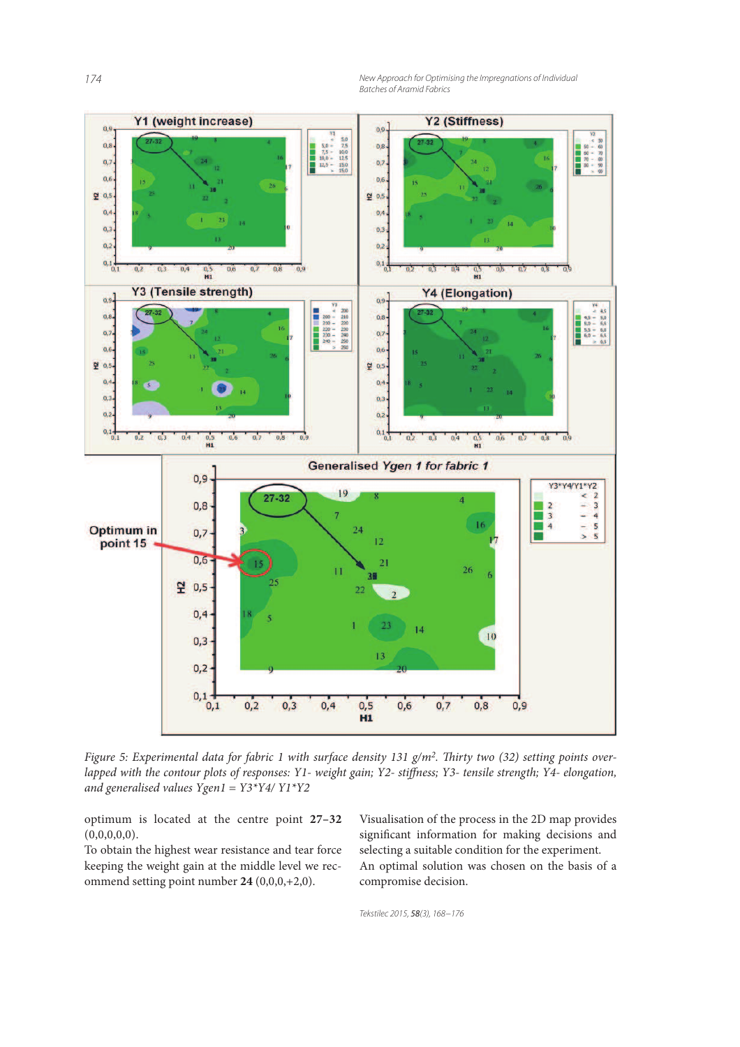*Figure 5: Experimental data for fabric 1 with surface density 131 g/m². Thirty two (32) setting points overlapped with the contour plots of responses: Y1- weight gain; Y2- stiffness; Y3- tensile strength; Y4- elongation, and generalised values Ygen1 = Y3\*Y4/ Y1\*Y2*

optimum is located at the centre point **27–32** (0,0,0,0,0).

To obtain the highest wear resistance and tear force keeping the weight gain at the middle level we recommend setting point number **24** (0,0,0,+2,0).

Visualisation of the process in the 2D map provides significant information for making decisions and selecting a suitable condition for the experiment.

An optimal solution was chosen on the basis of a compromise decision.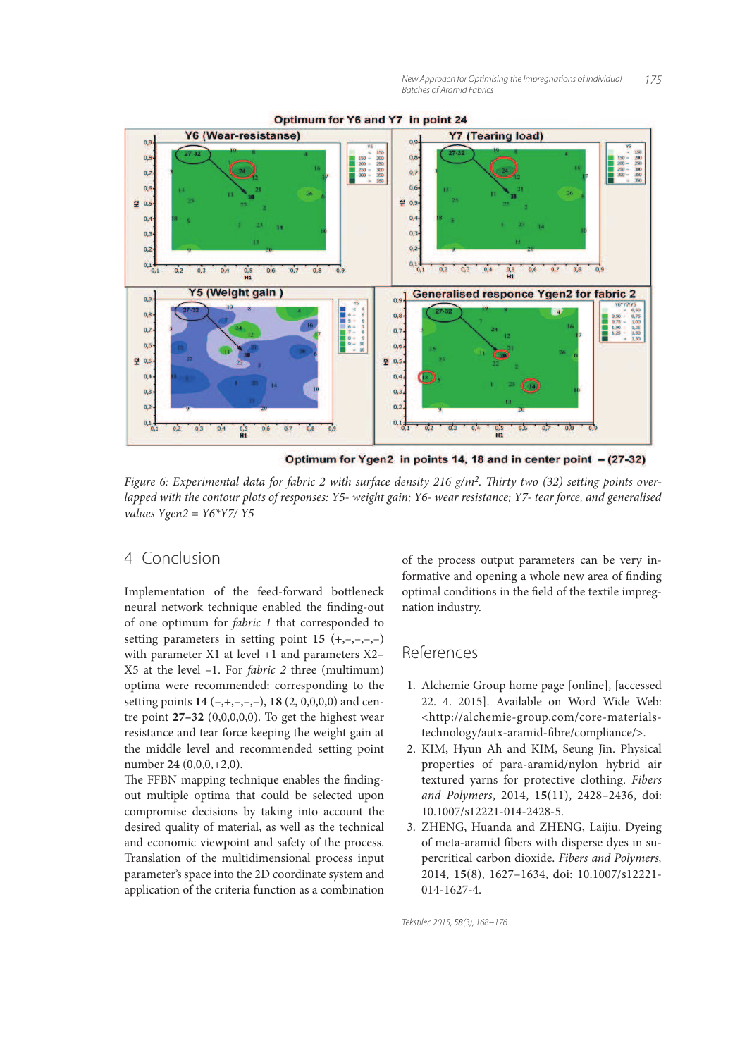Optimum for Y6 and Y7 in point 24

Optimum for Ygen2 in points 14, 18 and in center point – (27-32)

*Figure 6: Experimental data for fabric 2 with surface density 216 g/m². Thirty two (32) setting points overlapped with the contour plots of responses: Y5- weight gain; Y6- wear resistance; Y7- tear force, and generalised values Ygen2 = Y6\*Y7/ Y5*

## 4 Conclusion

Implementation of the feed-forward bottleneck neural network technique enabled the finding-out of one optimum for *fabric 1* that corresponded to setting parameters in setting point **15** (+,–,–,–,–) with parameter X1 at level +1 and parameters X2–X5 at the level –1. For *fabric 2* three (multimum) optima were recommended: corresponding to the setting points **14** (–,+,–,–,–), **18** (2, 0,0,0,0) and centre point **27–32** (0,0,0,0,0). To get the highest wear resistance and tear force keeping the weight gain at the middle level and recommended setting point number **24** (0,0,0,+2,0).

The FFBN mapping technique enables the finding-out multiple optima that could be selected upon compromise decisions by taking into account the desired quality of material, as well as the technical and economic viewpoint and safety of the process. Translation of the multidimensional process input parameter's space into the 2D coordinate system and application of the criteria function as a combination of the process output parameters can be very informative and opening a whole new area of finding optimal conditions in the field of the textile impregnation industry.

## References

1. Alchemie Group home page [online], [accessed 22. 4. 2015]. Available on Word Wide Web: <http://alchemie-group.com/core-materials-technology/autx-aramid-fibre/compliance/>.
2. KIM, Hyun Ah and KIM, Seung Jin. Physical properties of para-aramid/nylon hybrid air textured yarns for protective clothing. *Fibers and Polymers*, 2014, **15**(11), 2428–2436, doi: 10.1007/s12221-014-2428-5.
3. ZHENG, Huanda and ZHENG, Laijiu. Dyeing of meta-aramid fibers with disperse dyes in supercritical carbon dioxide. *Fibers and Polymers,* 2014, **15**(8), 1627–1634, doi: 10.1007/s12221-014-1627-4.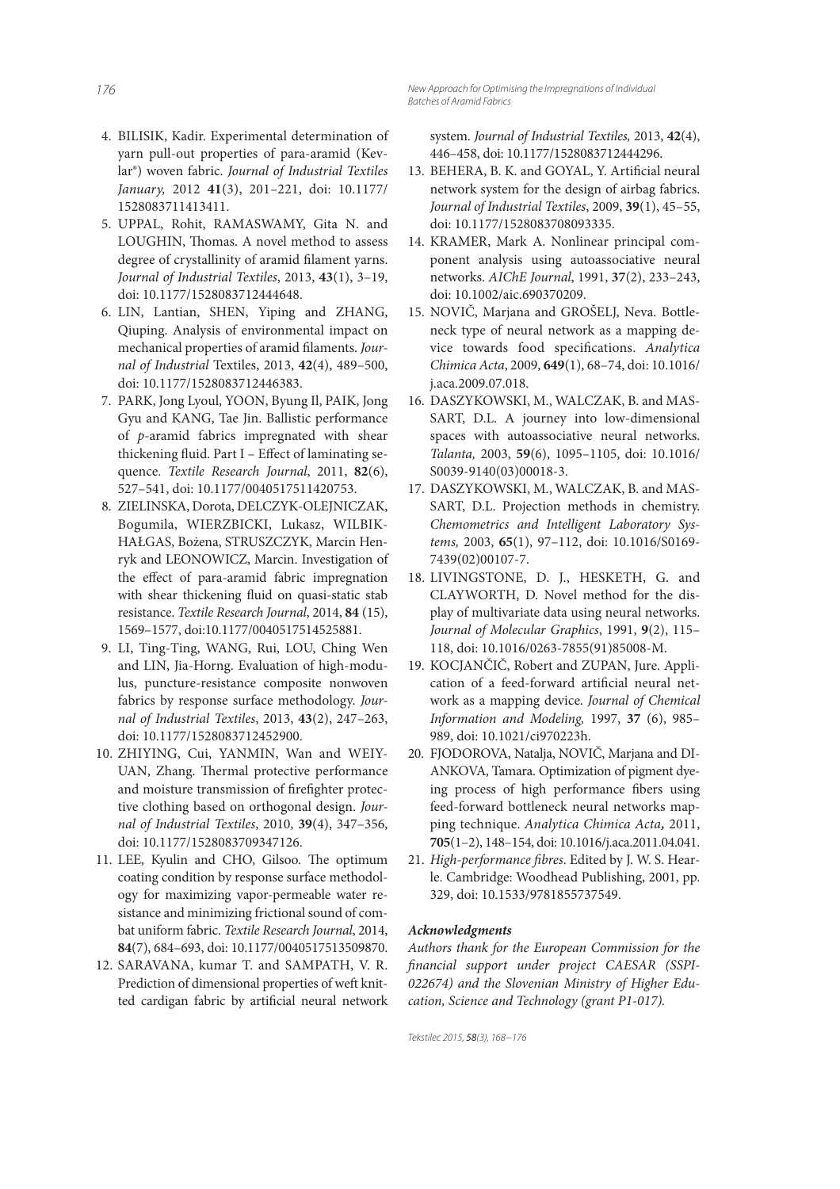4. BILISIK, Kadir. Experimental determination of yarn pull-out properties of para-aramid (Kevlar®) woven fabric. *Journal of Industrial Textiles January,* 2012 **41**(3), 201–221, doi: 10.1177/1528083711413411.
5. UPPAL, Rohit, RAMASWAMY, Gita N. and LOUGHIN, Thomas. A novel method to assess degree of crystallinity of aramid filament yarns. *Journal of Industrial Textiles*, 2013, **43**(1), 3–19, doi: 10.1177/1528083712444648.
6. LIN, Lantian, SHEN, Yiping and ZHANG, Qiuping. Analysis of environmental impact on mechanical properties of aramid filaments. *Journal of Industrial* Textiles, 2013, **42**(4), 489–500, doi: 10.1177/1528083712446383.
7. PARK, Jong Lyoul, YOON, Byung Il, PAIK, Jong Gyu and KANG, Tae Jin. Ballistic performance of *p*-aramid fabrics impregnated with shear thickening fluid. Part I – Effect of laminating sequence. *Textile Research Journal*, 2011, **82**(6), 527–541, doi: 10.1177/0040517511420753.
8. ZIELINSKA, Dorota, DELCZYK-OLEJNICZAK, Bogumila, WIERZBICKI, Lukasz, WILBIK-HAŁGAS, Bożena, STRUSZCZYK, Marcin Henryk and LEONOWICZ, Marcin. Investigation of the effect of para-aramid fabric impregnation with shear thickening fluid on quasi-static stab resistance. *Textile Research Journal*, 2014, **84** (15), 1569–1577, doi:10.1177/0040517514525881.
9. LI, Ting-Ting, WANG, Rui, LOU, Ching Wen and LIN, Jia-Horng. Evaluation of high-modulus, puncture-resistance composite nonwoven fabrics by response surface methodology. *Journal of Industrial Textiles*, 2013, **43**(2), 247–263, doi: 10.1177/1528083712452900.
10. ZHIYING, Cui, YANMIN, Wan and WEIYUAN, Zhang. Thermal protective performance and moisture transmission of firefighter protective clothing based on orthogonal design. *Journal of Industrial Textiles*, 2010, **39**(4), 347–356, doi: 10.1177/1528083709347126.
11. LEE, Kyulin and CHO, Gilsoo. The optimum coating condition by response surface methodology for maximizing vapor-permeable water resistance and minimizing frictional sound of combat uniform fabric. *Textile Research Journal*, 2014, **84**(7), 684–693, doi: 10.1177/0040517513509870.
12. SARAVANA, kumar T. and SAMPATH, V. R. Prediction of dimensional properties of weft knitted cardigan fabric by artificial neural network system. *Journal of Industrial Textiles,* 2013, **42**(4), 446–458, doi: 10.1177/1528083712444296.
13. BEHERA, B. K. and GOYAL, Y. Artificial neural network system for the design of airbag fabrics. *Journal of Industrial Textiles*, 2009, **39**(1), 45–55, doi: 10.1177/1528083708093335.
14. KRAMER, Mark A. Nonlinear principal component analysis using autoassociative neural networks. *AIChE Journal*, 1991, **37**(2), 233–243, doi: 10.1002/aic.690370209.
15. NOVIČ, Marjana and GROŠELJ, Neva. Bottleneck type of neural network as a mapping device towards food specifications. *Analytica Chimica Acta*, 2009, **649**(1), 68–74, doi: 10.1016/j.aca.2009.07.018.
16. DASZYKOWSKI, M., WALCZAK, B. and MASSART, D.L. A journey into low-dimensional spaces with autoassociative neural networks. *Talanta,* 2003, **59**(6), 1095–1105, doi: 10.1016/S0039-9140(03)00018-3.
17. DASZYKOWSKI, M., WALCZAK, B. and MASSART, D.L. Projection methods in chemistry. *Chemometrics and Intelligent Laboratory Systems,* 2003, **65**(1), 97–112, doi: 10.1016/S0169-7439(02)00107-7.
18. LIVINGSTONE, D. J., HESKETH, G. and CLAYWORTH, D. Novel method for the display of multivariate data using neural networks. *Journal of Molecular Graphics*, 1991, **9**(2), 115–118, doi: 10.1016/0263-7855(91)85008-M.
19. KOCJANČIČ, Robert and ZUPAN, Jure. Application of a feed-forward artificial neural network as a mapping device. *Journal of Chemical Information and Modeling,* 1997, **37** (6), 985–989, doi: 10.1021/ci970223h.
20. FJODOROVA, Natalja, NOVIČ, Marjana and DIANKOVA, Tamara. Optimization of pigment dyeing process of high performance fibers using feed-forward bottleneck neural networks mapping technique. *Analytica Chimica Acta,* 2011, **705**(1–2), 148–154, doi: 10.1016/j.aca.2011.04.041.
21. *High-performance fibres*. Edited by J. W. S. Hearle. Cambridge: Woodhead Publishing, 2001, pp. 329, doi: 10.1533/9781855737549.

***Acknowledgments***

*Authors thank for the European Commission for the financial support under project CAESAR (SSPI-022674) and the Slovenian Ministry of Higher Education, Science and Technology (grant P1-017).*